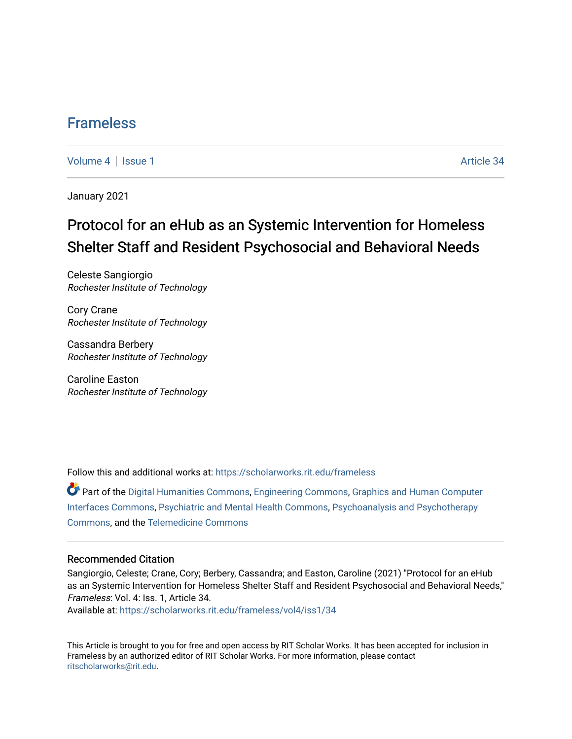# Frameless

Volume 4 | Issue 1 | Article 34

January 2021

## Protocol for an eHub as an Systemic Intervention for Homeless Shelter Staff and Resident Psychosocial and Behavioral Needs

Celeste Sangiorgio
*Rochester Institute of Technology*

Cory Crane
*Rochester Institute of Technology*

Cassandra Berbery
*Rochester Institute of Technology*

Caroline Easton
*Rochester Institute of Technology*

Follow this and additional works at: https://scholarworks.rit.edu/frameless

Part of the Digital Humanities Commons, Engineering Commons, Graphics and Human Computer Interfaces Commons, Psychiatric and Mental Health Commons, Psychoanalysis and Psychotherapy Commons, and the Telemedicine Commons

### Recommended Citation

Sangiorgio, Celeste; Crane, Cory; Berbery, Cassandra; and Easton, Caroline (2021) "Protocol for an eHub as an Systemic Intervention for Homeless Shelter Staff and Resident Psychosocial and Behavioral Needs," *Frameless*: Vol. 4: Iss. 1, Article 34.
Available at: https://scholarworks.rit.edu/frameless/vol4/iss1/34

This Article is brought to you for free and open access by RIT Scholar Works. It has been accepted for inclusion in Frameless by an authorized editor of RIT Scholar Works. For more information, please contact ritscholarworks@rit.edu.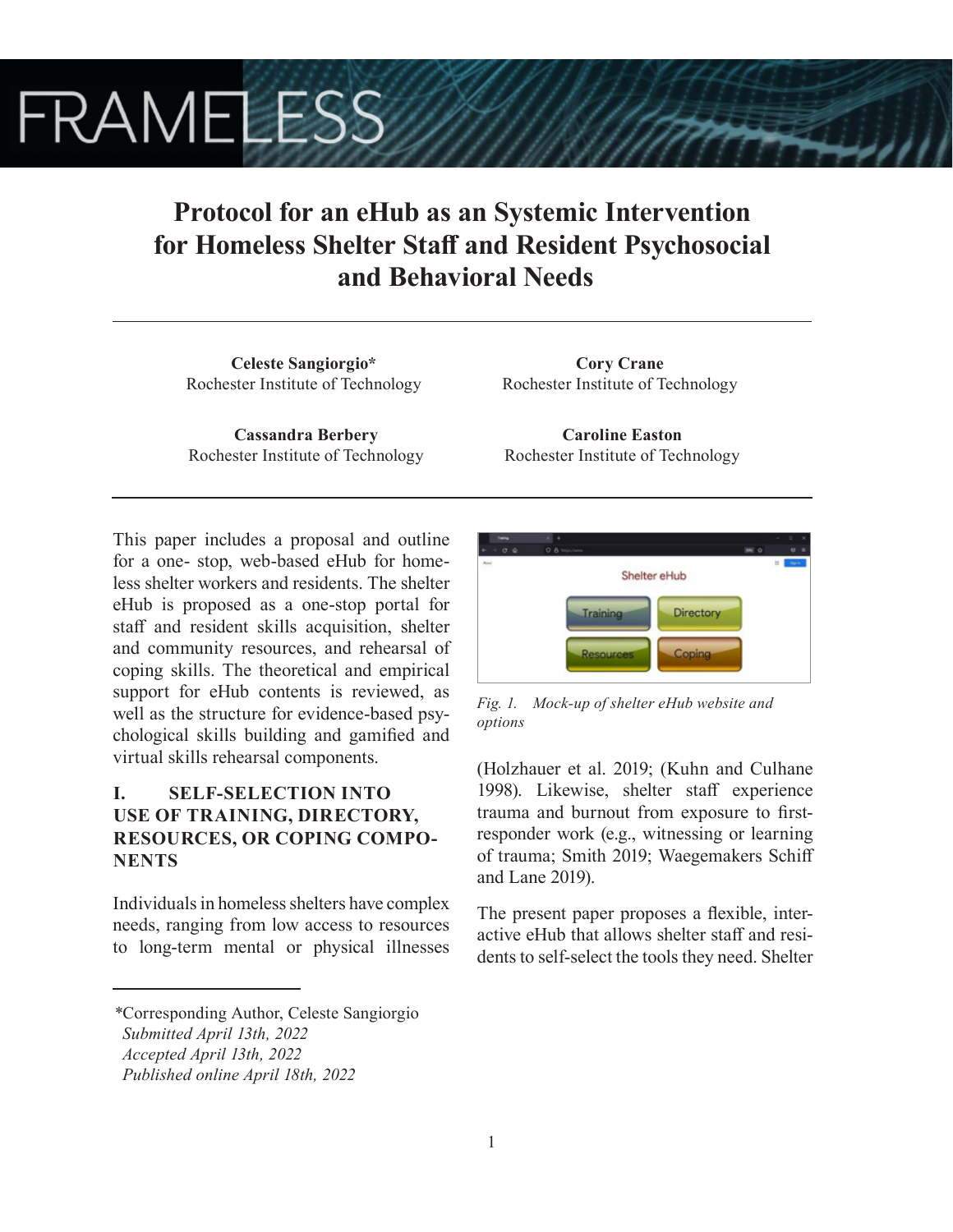# Protocol for an eHub as an Systemic Intervention for Homeless Shelter Staff and Resident Psychosocial and Behavioral Needs

**Celeste Sangiorgio***
Rochester Institute of Technology

**Cory Crane**
Rochester Institute of Technology

**Cassandra Berbery**
Rochester Institute of Technology

**Caroline Easton**
Rochester Institute of Technology

This paper includes a proposal and outline for a one- stop, web-based eHub for homeless shelter workers and residents. The shelter eHub is proposed as a one-stop portal for staff and resident skills acquisition, shelter and community resources, and rehearsal of coping skills. The theoretical and empirical support for eHub contents is reviewed, as well as the structure for evidence-based psychological skills building and gamified and virtual skills rehearsal components.

## I. SELF-SELECTION INTO USE OF TRAINING, DIRECTORY, RESOURCES, OR COPING COMPONENTS

Individuals in homeless shelters have complex needs, ranging from low access to resources to long-term mental or physical illnesses (Holzhauer et al. 2019; (Kuhn and Culhane 1998). Likewise, shelter staff experience trauma and burnout from exposure to first-responder work (e.g., witnessing or learning of trauma; Smith 2019; Waegemakers Schiff and Lane 2019).

*Fig. 1. Mock-up of shelter eHub website and options*

The present paper proposes a flexible, interactive eHub that allows shelter staff and residents to self-select the tools they need. Shelter

*Corresponding Author, Celeste Sangiorgio
*Submitted April 13th, 2022*
*Accepted April 13th, 2022*
*Published online April 18th, 2022*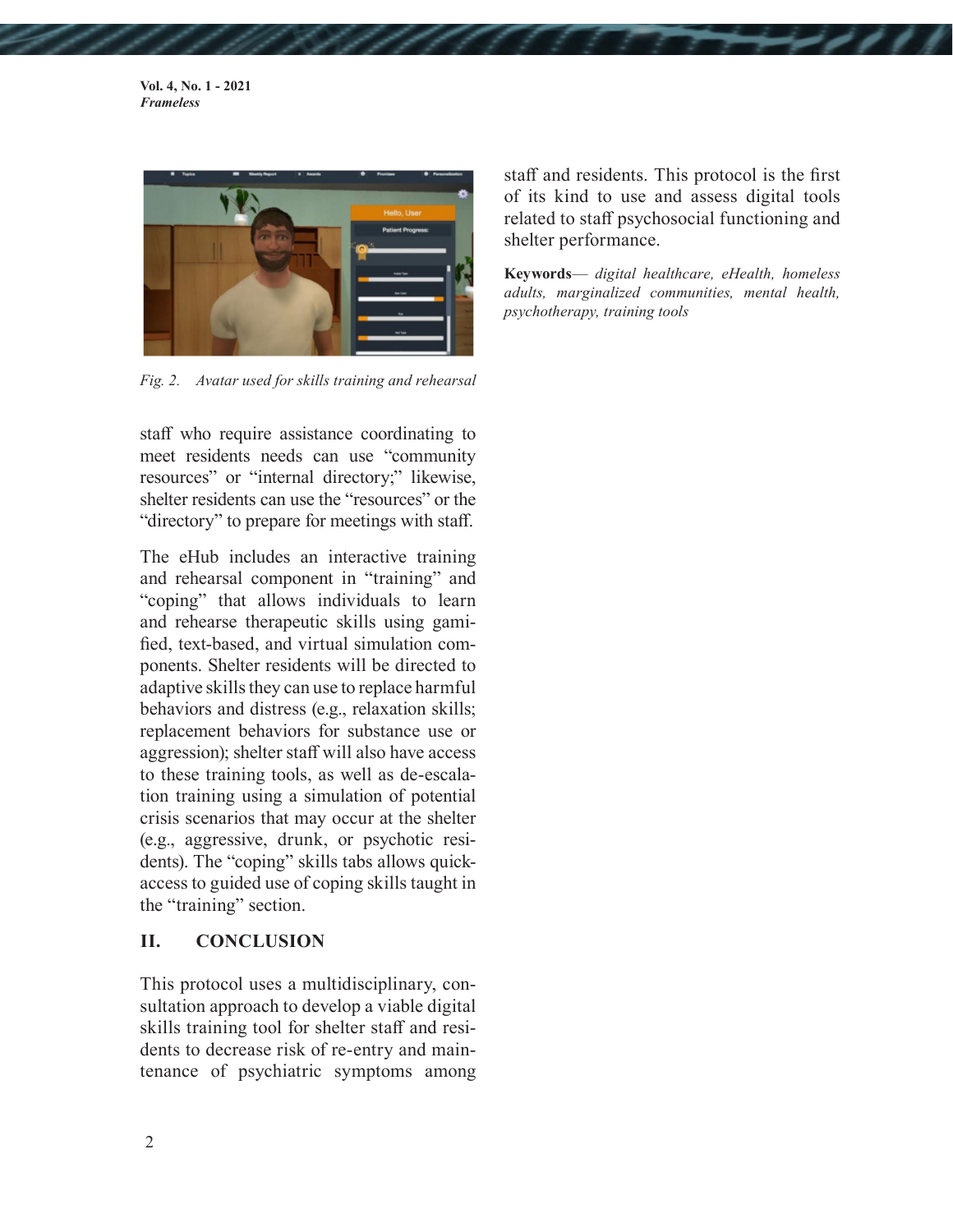Fig. 2. Avatar used for skills training and rehearsal

staff who require assistance coordinating to meet residents needs can use "community resources" or "internal directory;" likewise, shelter residents can use the "resources" or the "directory" to prepare for meetings with staff.

The eHub includes an interactive training and rehearsal component in "training" and "coping" that allows individuals to learn and rehearse therapeutic skills using gamified, text-based, and virtual simulation components. Shelter residents will be directed to adaptive skills they can use to replace harmful behaviors and distress (e.g., relaxation skills; replacement behaviors for substance use or aggression); shelter staff will also have access to these training tools, as well as de-escalation training using a simulation of potential crisis scenarios that may occur at the shelter (e.g., aggressive, drunk, or psychotic residents). The "coping" skills tabs allows quick-access to guided use of coping skills taught in the "training" section.

## II. CONCLUSION

This protocol uses a multidisciplinary, consultation approach to develop a viable digital skills training tool for shelter staff and residents to decrease risk of re-entry and maintenance of psychiatric symptoms among staff and residents. This protocol is the first of its kind to use and assess digital tools related to staff psychosocial functioning and shelter performance.

**Keywords**— *digital healthcare, eHealth, homeless adults, marginalized communities, mental health, psychotherapy, training tools*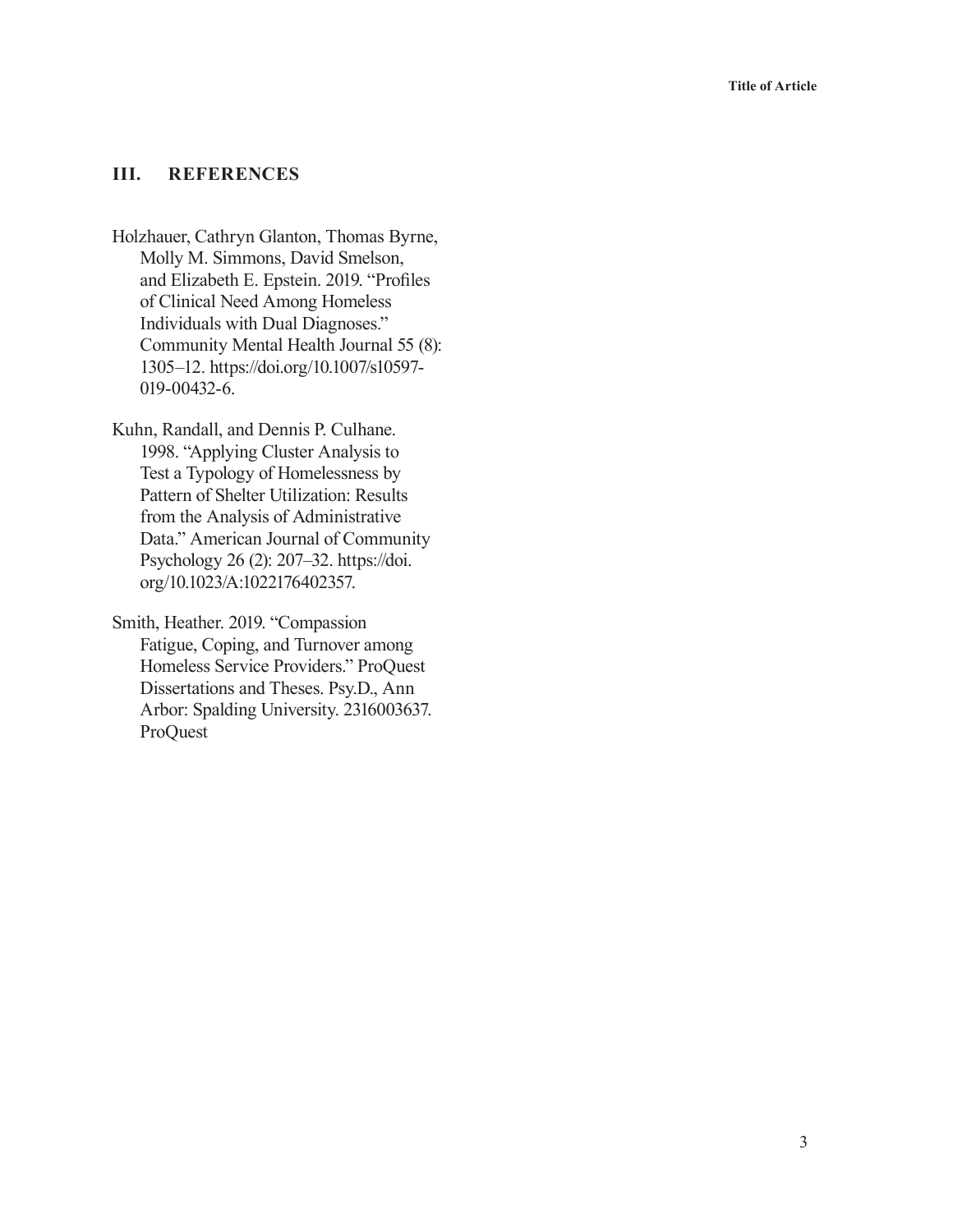## III. REFERENCES

Holzhauer, Cathryn Glanton, Thomas Byrne, Molly M. Simmons, David Smelson, and Elizabeth E. Epstein. 2019. "Profiles of Clinical Need Among Homeless Individuals with Dual Diagnoses." Community Mental Health Journal 55 (8): 1305–12. https://doi.org/10.1007/s10597-019-00432-6.

Kuhn, Randall, and Dennis P. Culhane. 1998. "Applying Cluster Analysis to Test a Typology of Homelessness by Pattern of Shelter Utilization: Results from the Analysis of Administrative Data." American Journal of Community Psychology 26 (2): 207–32. https://doi.org/10.1023/A:1022176402357.

Smith, Heather. 2019. "Compassion Fatigue, Coping, and Turnover among Homeless Service Providers." ProQuest Dissertations and Theses. Psy.D., Ann Arbor: Spalding University. 2316003637. ProQuest